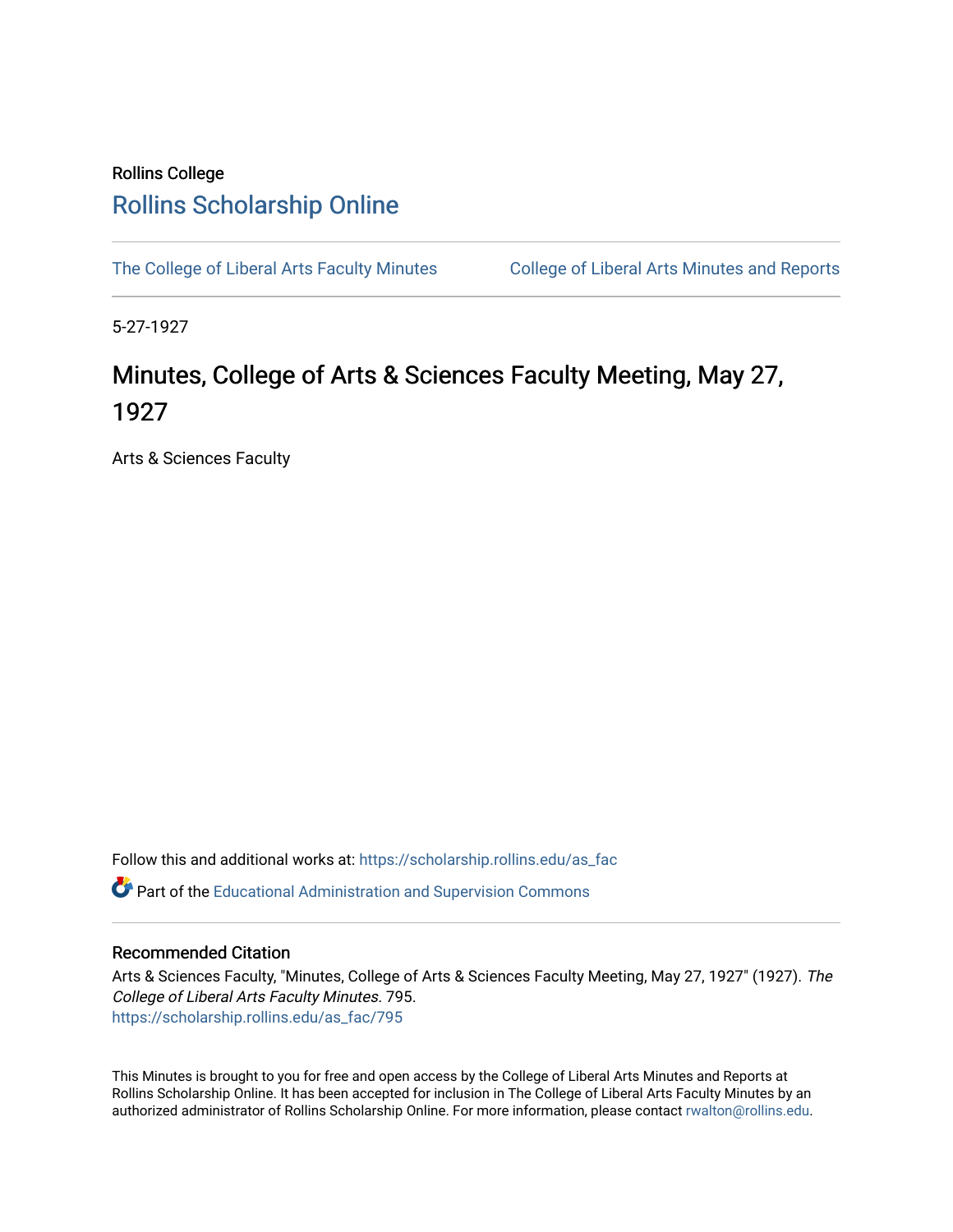Rollins College

# Rollins Scholarship Online

The College of Liberal Arts Faculty Minutes | College of Liberal Arts Minutes and Reports

5-27-1927

## Minutes, College of Arts & Sciences Faculty Meeting, May 27, 1927

Arts & Sciences Faculty

Follow this and additional works at: https://scholarship.rollins.edu/as_fac

Part of the Educational Administration and Supervision Commons

### Recommended Citation

Arts & Sciences Faculty, "Minutes, College of Arts & Sciences Faculty Meeting, May 27, 1927" (1927). *The College of Liberal Arts Faculty Minutes*. 795.
https://scholarship.rollins.edu/as_fac/795

This Minutes is brought to you for free and open access by the College of Liberal Arts Minutes and Reports at Rollins Scholarship Online. It has been accepted for inclusion in The College of Liberal Arts Faculty Minutes by an authorized administrator of Rollins Scholarship Online. For more information, please contact rwalton@rollins.edu.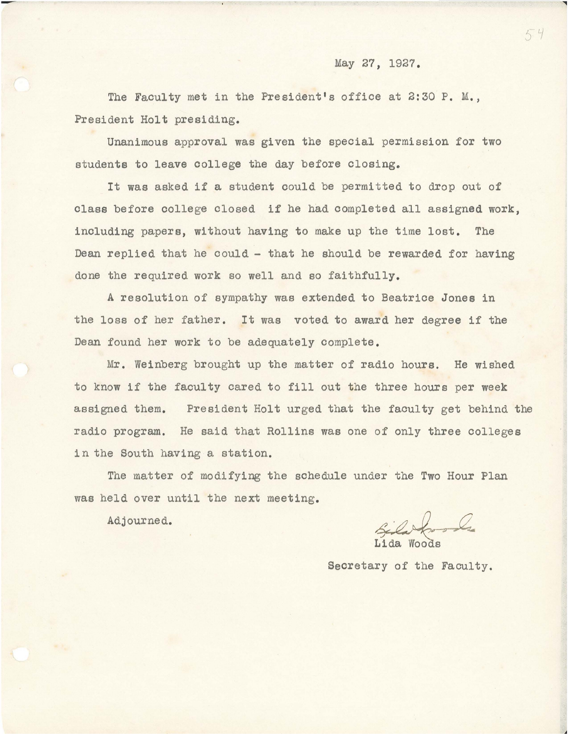May 27, 1927.

The Faculty met in the President's office at 2:30 P. M., President Holt presiding.

Unanimous approval was given the special permission for two students to leave college the day before closing.

It was asked if a student could be permitted to drop out of class before college closed if he had completed all assigned work, including papers, without having to make up the time lost. The Dean replied that he could - that he should be rewarded for having done the required work so well and so faithfully.

A resolution of sympathy was extended to Beatrice Jones in the loss of her father. It was voted to award her degree if the Dean found her work to be adequately complete.

Mr. Weinberg brought up the matter of radio hours. He wished to know if the faculty cared to fill out the three hours per week assigned them. President Holt urged that the faculty get behind the radio program. He said that Rollins was one of only three colleges in the South having a station.

The matter of modifying the schedule under the Two Hour Plan was held over until the next meeting.

Adjourned.

Lida Woods

Secretary of the Faculty.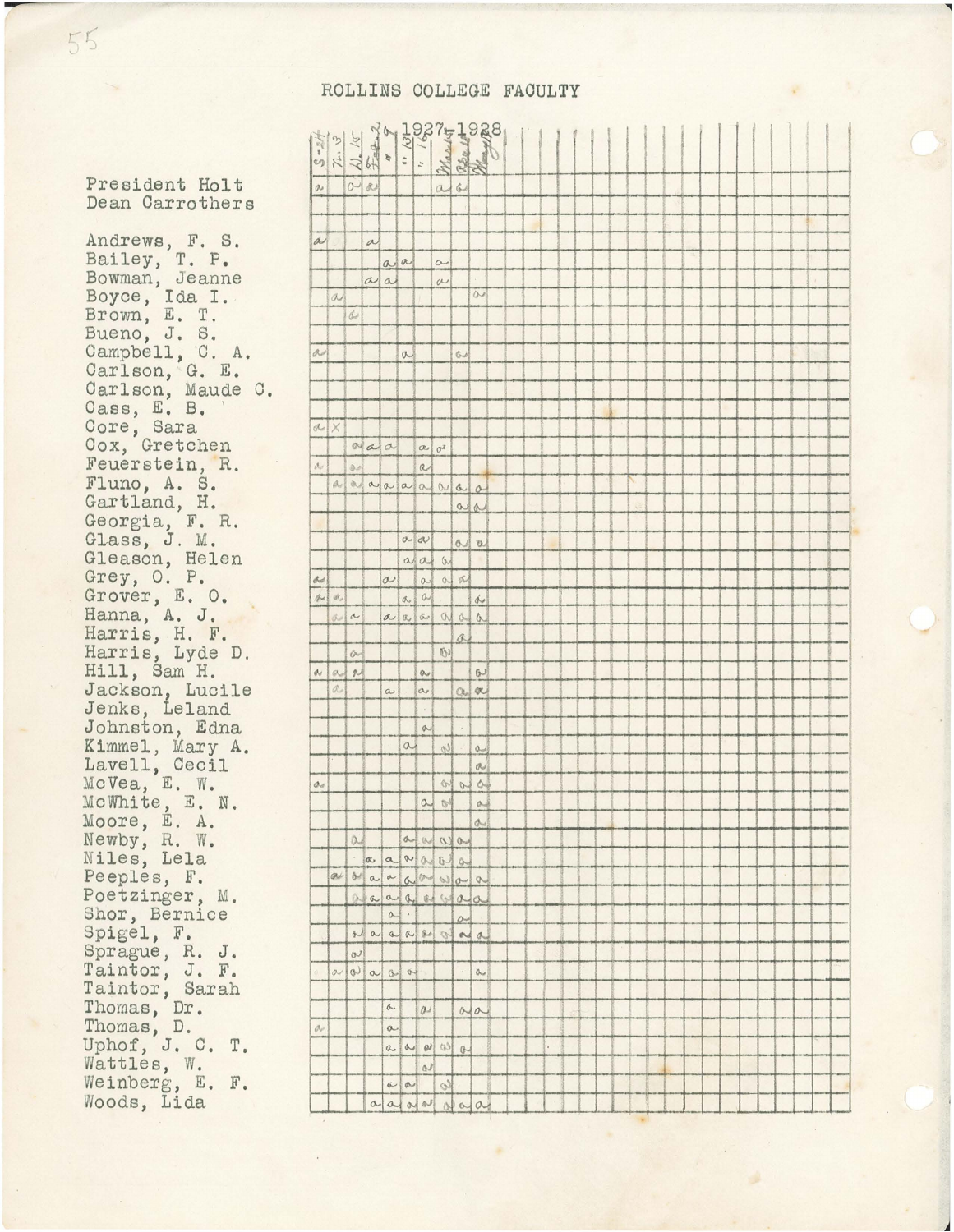# ROLLINS COLLEGE FACULTY

1927-1928

| | S-24 | N. 3 | D. 15 | Feb. 2 | " | " 13 | " 16 | Mar. | Apr. | May |
|---|---|---|---|---|---|---|---|---|---|---|
| President Holt | a | | a | a | | | | a | a | |
| Dean Carrothers | | | | | | | | | | |
| Andrews, F. S. | a | | | a | | | | | | |
| Bailey, T. P. | | | | | a | a | | a | | |
| Bowman, Jeanne | | | | a | a | | | a | | |
| Boyce, Ida I. | | a | | | | | | | | a |
| Brown, E. T. | | | a | | | | | | | |
| Bueno, J. S. | | | | | | | | | | |
| Campbell, C. A. | a | | | | | a | | | a | |
| Carlson, G. E. | | | | | | | | | | |
| Carlson, Maude C. | | | | | | | | | | |
| Cass, E. B. | | | | | | | | | | |
| Core, Sara | a | X | | | | | | | | |
| Cox, Gretchen | | | a | a | a | | a | a | | |
| Feuerstein, R. | a | | a | | | | a | | | |
| Fluno, A. S. | | a | a | a | a | a | a | a | a | a |
| Gartland, H. | | | | | | | | | a | a |
| Georgia, F. R. | | | | | | | | | | |
| Glass, J. M. | | | | | | a | a | | a | a |
| Gleason, Helen | | | | | | a | a | a | | |
| Grey, O. P. | a | | | | a | | a | a | a | |
| Grover, E. O. | a | a | | | | a | a | | | a |
| Hanna, A. J. | | a | a | | a | a | a | a | a | a |
| Harris, H. F. | | | | | | | | | a | |
| Harris, Lyde D. | | | a | | | | | a | | |
| Hill, Sam H. | a | a | a | | | | a | | | a |
| Jackson, Lucile | | a | | | a | | a | | a | a |
| Jenks, Leland | | | | | | | | | | |
| Johnston, Edna | | | | | | | a | | | |
| Kimmel, Mary A. | | | | | | a | | a | | a |
| Lavell, Cecil | | | | | | | | | | a |
| McVea, E. W. | a | | | | | | | a | a | a |
| McWhite, E. N. | | | | | | | a | a | | a |
| Moore, E. A. | | | | | | | | | | a |
| Newby, R. W. | | | a | | | a | a | a | a | |
| Niles, Lela | | | | a | a | a | a | a | a | |
| Peeples, F. | | a | a | a | a | a | a | a | a | a |
| Poetzinger, M. | | | a | a | a | a | a | a | a | a |
| Shor, Bernice | | | | | a | | | | a | |
| Spigel, F. | | | a | a | a | a | a | a | a | a |
| Sprague, R. J. | | | a | | | | | | | |
| Taintor, J. F. | | a | a | a | a | a | | | | a |
| Taintor, Sarah | | | | | | | | | | |
| Thomas, Dr. | | | | | a | | a | | a | a |
| Thomas, D. | a | | | | a | | | | | |
| Uphof, J. C. T. | | | | | a | a | a | a | a | |
| Wattles, W. | | | | | | | a | | | |
| Weinberg, E. F. | | | | | a | a | | a | | |
| Woods, Lida | | | | a | a | a | a | a | a | a |